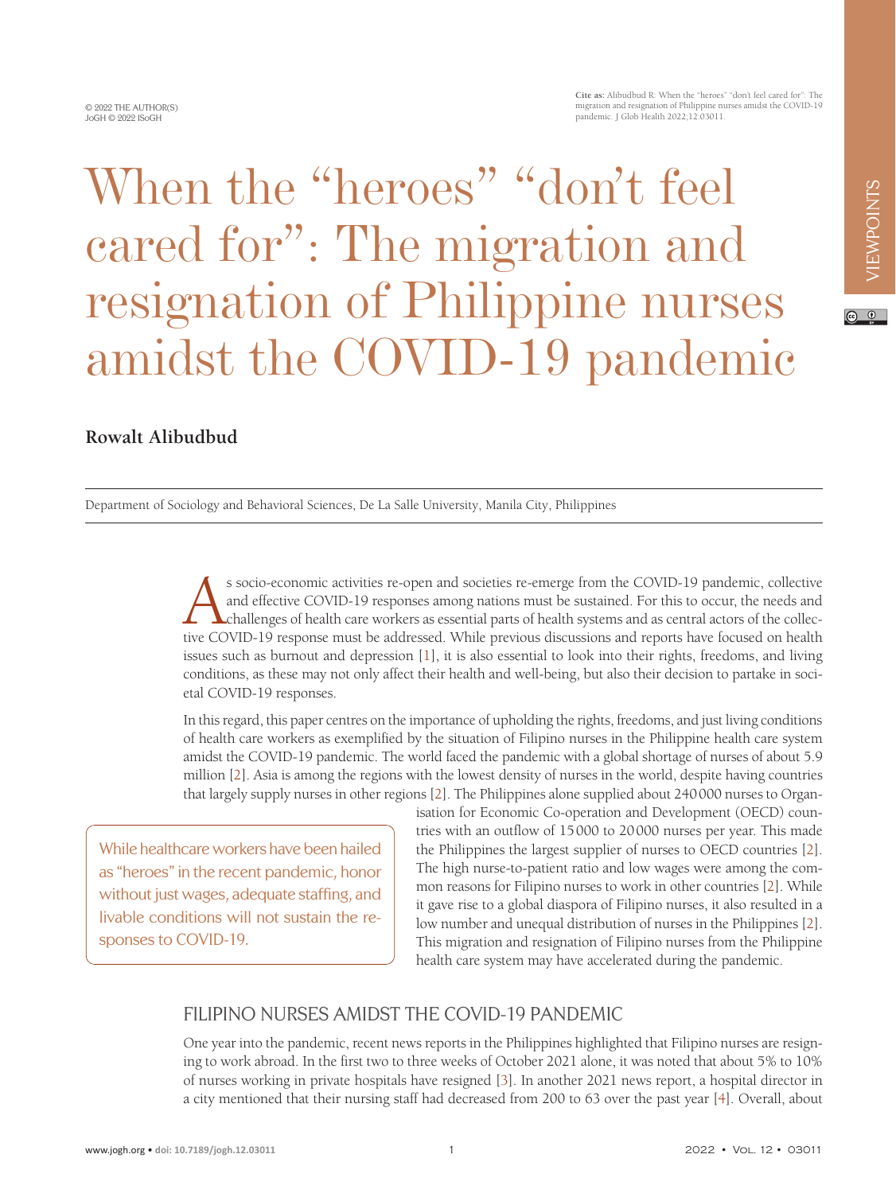# When the "heroes" "don't feel cared for": The migration and resignation of Philippine nurses amidst the COVID-19 pandemic

**Rowalt Alibudbud**

Department of Sociology and Behavioral Sciences, De La Salle University, Manila City, Philippines

As socio-economic activities re-open and societies re-emerge from the COVID-19 pandemic, collective and effective COVID-19 responses among nations must be sustained. For this to occur, the needs and challenges of health care workers as essential parts of health systems and as central actors of the collective COVID-19 response must be addressed. While previous discussions and reports have focused on health issues such as burnout and depression [1], it is also essential to look into their rights, freedoms, and living conditions, as these may not only affect their health and well-being, but also their decision to partake in societal COVID-19 responses.

In this regard, this paper centres on the importance of upholding the rights, freedoms, and just living conditions of health care workers as exemplified by the situation of Filipino nurses in the Philippine health care system amidst the COVID-19 pandemic. The world faced the pandemic with a global shortage of nurses of about 5.9 million [2]. Asia is among the regions with the lowest density of nurses in the world, despite having countries that largely supply nurses in other regions [2]. The Philippines alone supplied about 240 000 nurses to Organisation for Economic Co-operation and Development (OECD) countries with an outflow of 15 000 to 20 000 nurses per year. This made the Philippines the largest supplier of nurses to OECD countries [2]. The high nurse-to-patient ratio and low wages were among the common reasons for Filipino nurses to work in other countries [2]. While it gave rise to a global diaspora of Filipino nurses, it also resulted in a low number and unequal distribution of nurses in the Philippines [2]. This migration and resignation of Filipino nurses from the Philippine health care system may have accelerated during the pandemic.

> While healthcare workers have been hailed as "heroes" in the recent pandemic, honor without just wages, adequate staffing, and livable conditions will not sustain the responses to COVID-19.

## FILIPINO NURSES AMIDST THE COVID-19 PANDEMIC

One year into the pandemic, recent news reports in the Philippines highlighted that Filipino nurses are resigning to work abroad. In the first two to three weeks of October 2021 alone, it was noted that about 5% to 10% of nurses working in private hospitals have resigned [3]. In another 2021 news report, a hospital director in a city mentioned that their nursing staff had decreased from 200 to 63 over the past year [4]. Overall, about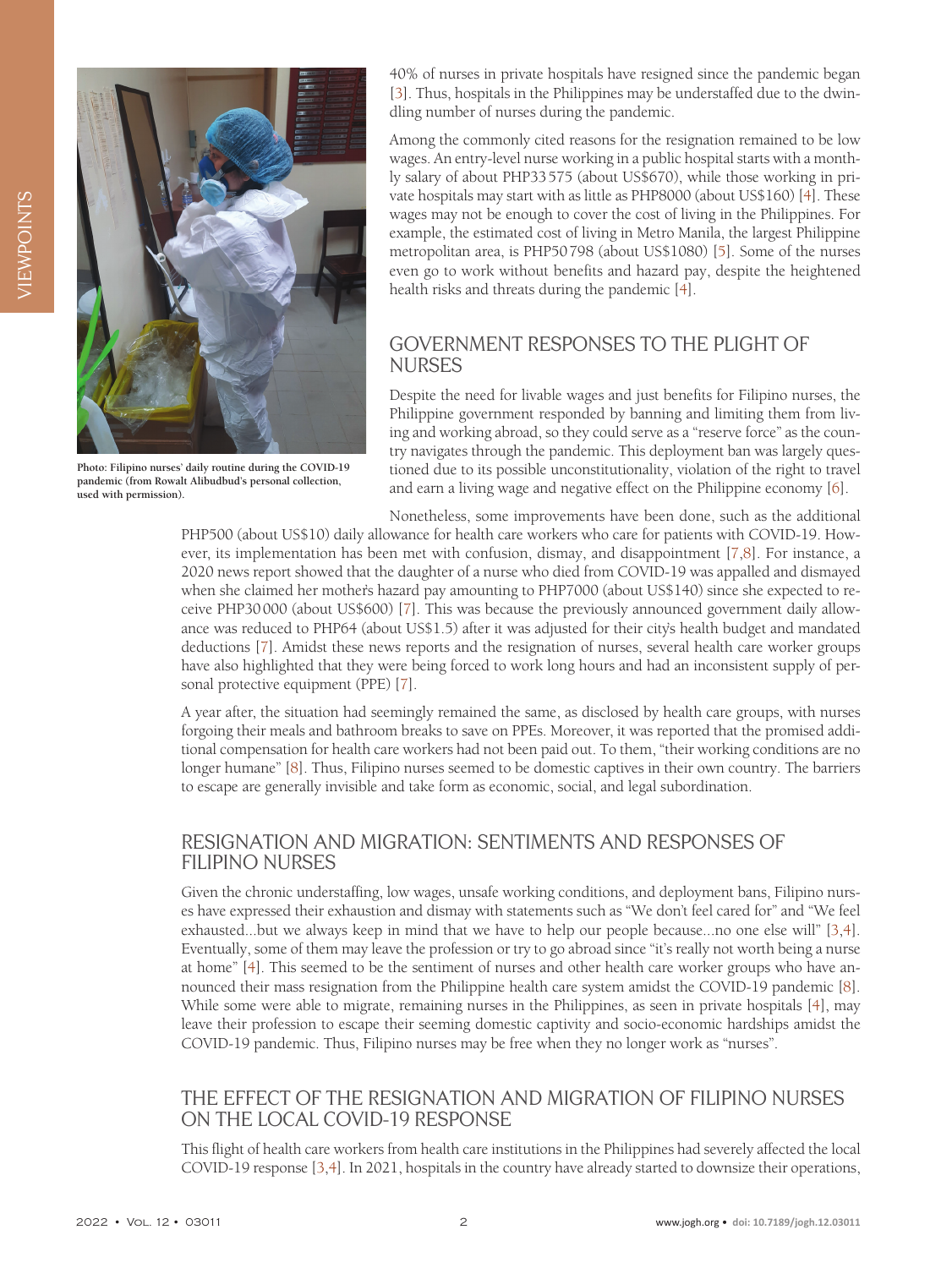40% of nurses in private hospitals have resigned since the pandemic began [3]. Thus, hospitals in the Philippines may be understaffed due to the dwindling number of nurses during the pandemic.

Photo: Filipino nurses' daily routine during the COVID-19 pandemic (from Rowalt Alibudbud's personal collection, used with permission).

Among the commonly cited reasons for the resignation remained to be low wages. An entry-level nurse working in a public hospital starts with a monthly salary of about PHP33 575 (about US$670), while those working in private hospitals may start with as little as PHP8000 (about US$160) [4]. These wages may not be enough to cover the cost of living in the Philippines. For example, the estimated cost of living in Metro Manila, the largest Philippine metropolitan area, is PHP50 798 (about US$1080) [5]. Some of the nurses even go to work without benefits and hazard pay, despite the heightened health risks and threats during the pandemic [4].

## GOVERNMENT RESPONSES TO THE PLIGHT OF NURSES

Despite the need for livable wages and just benefits for Filipino nurses, the Philippine government responded by banning and limiting them from living and working abroad, so they could serve as a "reserve force" as the country navigates through the pandemic. This deployment ban was largely questioned due to its possible unconstitutionality, violation of the right to travel and earn a living wage and negative effect on the Philippine economy [6].

Nonetheless, some improvements have been done, such as the additional PHP500 (about US$10) daily allowance for health care workers who care for patients with COVID-19. However, its implementation has been met with confusion, dismay, and disappointment [7,8]. For instance, a 2020 news report showed that the daughter of a nurse who died from COVID-19 was appalled and dismayed when she claimed her mother's hazard pay amounting to PHP7000 (about US$140) since she expected to receive PHP30 000 (about US$600) [7]. This was because the previously announced government daily allowance was reduced to PHP64 (about US$1.5) after it was adjusted for their city's health budget and mandated deductions [7]. Amidst these news reports and the resignation of nurses, several health care worker groups have also highlighted that they were being forced to work long hours and had an inconsistent supply of personal protective equipment (PPE) [7].

A year after, the situation had seemingly remained the same, as disclosed by health care groups, with nurses forgoing their meals and bathroom breaks to save on PPEs. Moreover, it was reported that the promised additional compensation for health care workers had not been paid out. To them, "their working conditions are no longer humane" [8]. Thus, Filipino nurses seemed to be domestic captives in their own country. The barriers to escape are generally invisible and take form as economic, social, and legal subordination.

## RESIGNATION AND MIGRATION: SENTIMENTS AND RESPONSES OF FILIPINO NURSES

Given the chronic understaffing, low wages, unsafe working conditions, and deployment bans, Filipino nurses have expressed their exhaustion and dismay with statements such as "We don't feel cared for" and "We feel exhausted...but we always keep in mind that we have to help our people because...no one else will" [3,4]. Eventually, some of them may leave the profession or try to go abroad since "it's really not worth being a nurse at home" [4]. This seemed to be the sentiment of nurses and other health care worker groups who have announced their mass resignation from the Philippine health care system amidst the COVID-19 pandemic [8]. While some were able to migrate, remaining nurses in the Philippines, as seen in private hospitals [4], may leave their profession to escape their seeming domestic captivity and socio-economic hardships amidst the COVID-19 pandemic. Thus, Filipino nurses may be free when they no longer work as "nurses".

## THE EFFECT OF THE RESIGNATION AND MIGRATION OF FILIPINO NURSES ON THE LOCAL COVID-19 RESPONSE

This flight of health care workers from health care institutions in the Philippines had severely affected the local COVID-19 response [3,4]. In 2021, hospitals in the country have already started to downsize their operations,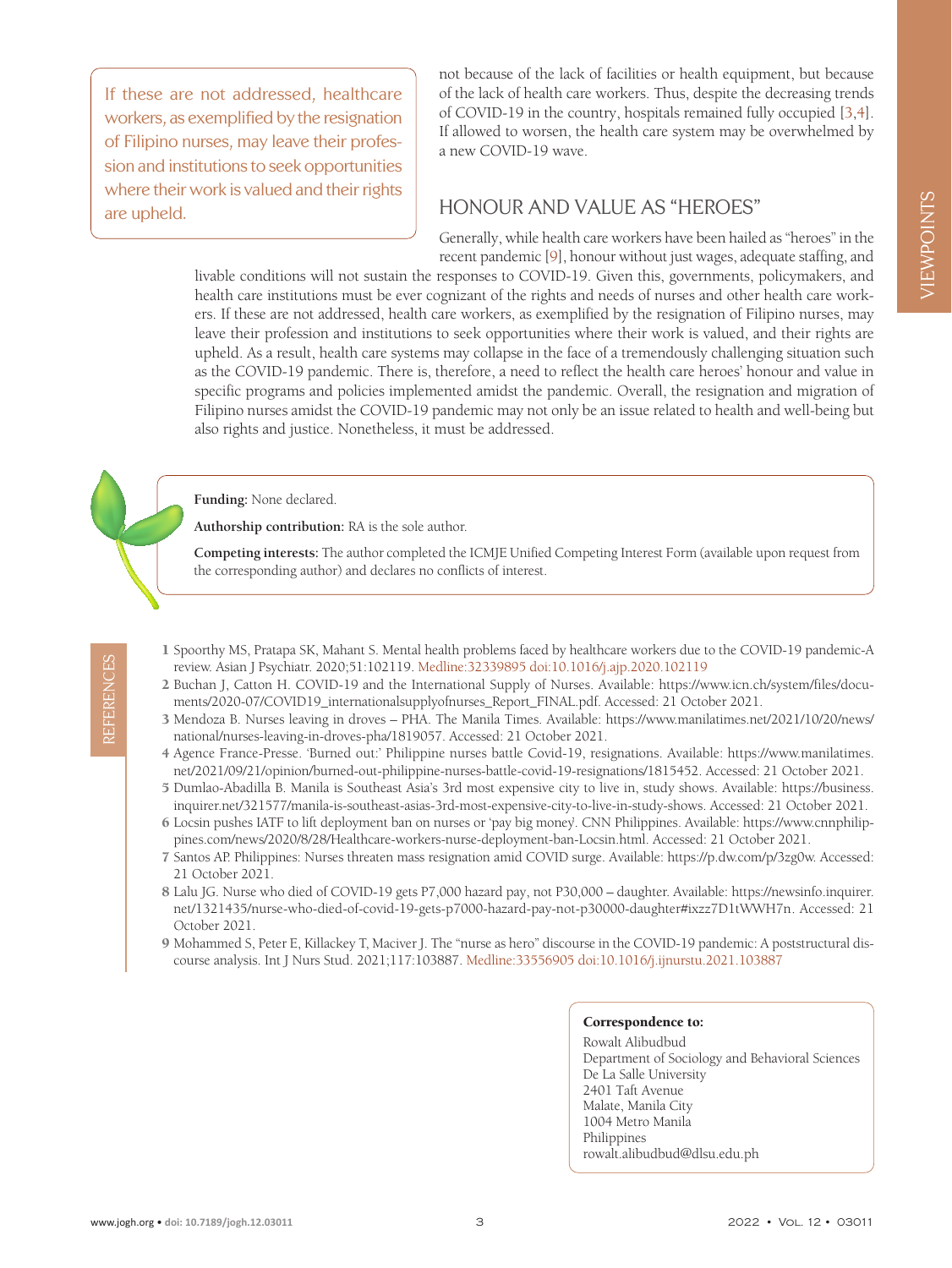If these are not addressed, healthcare workers, as exemplified by the resignation of Filipino nurses, may leave their profession and institutions to seek opportunities where their work is valued and their rights are upheld.

not because of the lack of facilities or health equipment, but because of the lack of health care workers. Thus, despite the decreasing trends of COVID-19 in the country, hospitals remained fully occupied [3,4]. If allowed to worsen, the health care system may be overwhelmed by a new COVID-19 wave.

## HONOUR AND VALUE AS "HEROES"

Generally, while health care workers have been hailed as "heroes" in the recent pandemic [9], honour without just wages, adequate staffing, and livable conditions will not sustain the responses to COVID-19. Given this, governments, policymakers, and health care institutions must be ever cognizant of the rights and needs of nurses and other health care workers. If these are not addressed, health care workers, as exemplified by the resignation of Filipino nurses, may leave their profession and institutions to seek opportunities where their work is valued, and their rights are upheld. As a result, health care systems may collapse in the face of a tremendously challenging situation such as the COVID-19 pandemic. There is, therefore, a need to reflect the health care heroes' honour and value in specific programs and policies implemented amidst the pandemic. Overall, the resignation and migration of Filipino nurses amidst the COVID-19 pandemic may not only be an issue related to health and well-being but also rights and justice. Nonetheless, it must be addressed.

**Funding:** None declared.

**Authorship contribution:** RA is the sole author.

**Competing interests:** The author completed the ICMJE Unified Competing Interest Form (available upon request from the corresponding author) and declares no conflicts of interest.

## REFERENCES

1. Spoorthy MS, Pratapa SK, Mahant S. Mental health problems faced by healthcare workers due to the COVID-19 pandemic-A review. Asian J Psychiatr. 2020;51:102119. Medline:32339895 doi:10.1016/j.ajp.2020.102119
2. Buchan J, Catton H. COVID-19 and the International Supply of Nurses. Available: https://www.icn.ch/system/files/documents/2020-07/COVID19_internationalsupplyofnurses_Report_FINAL.pdf. Accessed: 21 October 2021.
3. Mendoza B. Nurses leaving in droves – PHA. The Manila Times. Available: https://www.manilatimes.net/2021/10/20/news/national/nurses-leaving-in-droves-pha/1819057. Accessed: 21 October 2021.
4. Agence France-Presse. 'Burned out:' Philippine nurses battle Covid-19, resignations. Available: https://www.manilatimes.net/2021/09/21/opinion/burned-out-philippine-nurses-battle-covid-19-resignations/1815452. Accessed: 21 October 2021.
5. Dumlao-Abadilla B. Manila is Southeast Asia's 3rd most expensive city to live in, study shows. Available: https://business.inquirer.net/321577/manila-is-southeast-asias-3rd-most-expensive-city-to-live-in-study-shows. Accessed: 21 October 2021.
6. Locsin pushes IATF to lift deployment ban on nurses or 'pay big money'. CNN Philippines. Available: https://www.cnnphilippines.com/news/2020/8/28/Healthcare-workers-nurse-deployment-ban-Locsin.html. Accessed: 21 October 2021.
7. Santos AP. Philippines: Nurses threaten mass resignation amid COVID surge. Available: https://p.dw.com/p/3zg0w. Accessed: 21 October 2021.
8. Lalu JG. Nurse who died of COVID-19 gets P7,000 hazard pay, not P30,000 – daughter. Available: https://newsinfo.inquirer.net/1321435/nurse-who-died-of-covid-19-gets-p7000-hazard-pay-not-p30000-daughter#ixzz7D1tWWH7n. Accessed: 21 October 2021.
9. Mohammed S, Peter E, Killackey T, Maciver J. The "nurse as hero" discourse in the COVID-19 pandemic: A poststructural discourse analysis. Int J Nurs Stud. 2021;117:103887. Medline:33556905 doi:10.1016/j.ijnurstu.2021.103887

**Correspondence to:**

Rowalt Alibudbud
Department of Sociology and Behavioral Sciences
De La Salle University
2401 Taft Avenue
Malate, Manila City
1004 Metro Manila
Philippines
rowalt.alibudbud@dlsu.edu.ph